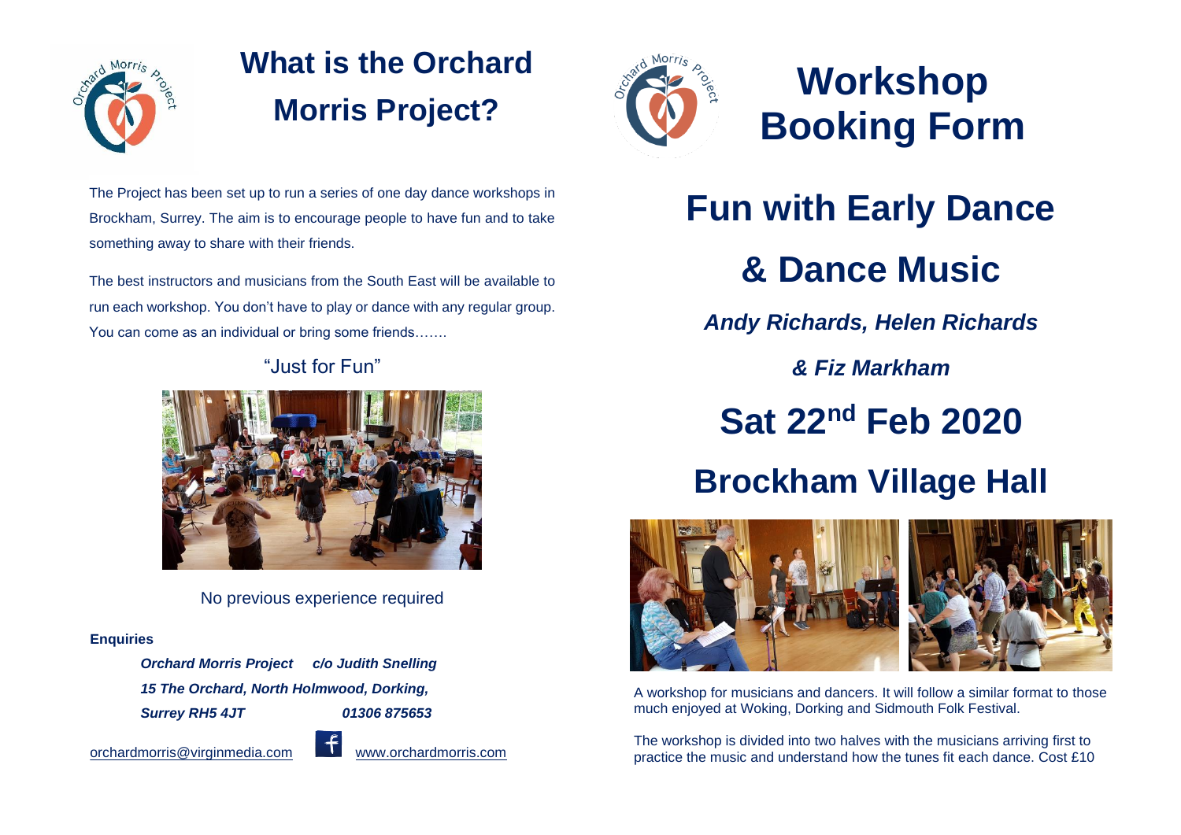# What is the Orchard Morris Project?

The Project has been set up to run a series of one day dance workshops in Brockham, Surrey. The aim is to encourage people to have fun and to take something away to share with their friends.

The best instructors and musicians from the South East will be available to run each workshop. You don't have to play or dance with any regular group. You can come as an individual or bring some friends…….

"Just for Fun"

No previous experience required

**Enquiries**

***Orchard Morris Project c/o Judith Snelling***
***15 The Orchard, North Holmwood, Dorking,***
***Surrey RH5 4JT 01306 875653***

orchardmorris@virginmedia.com www.orchardmorris.com

# Workshop Booking Form

# Fun with Early Dance & Dance Music

***Andy Richards, Helen Richards & Fiz Markham***

# Sat 22nd Feb 2020

# Brockham Village Hall

A workshop for musicians and dancers. It will follow a similar format to those much enjoyed at Woking, Dorking and Sidmouth Folk Festival.

The workshop is divided into two halves with the musicians arriving first to practice the music and understand how the tunes fit each dance. Cost £10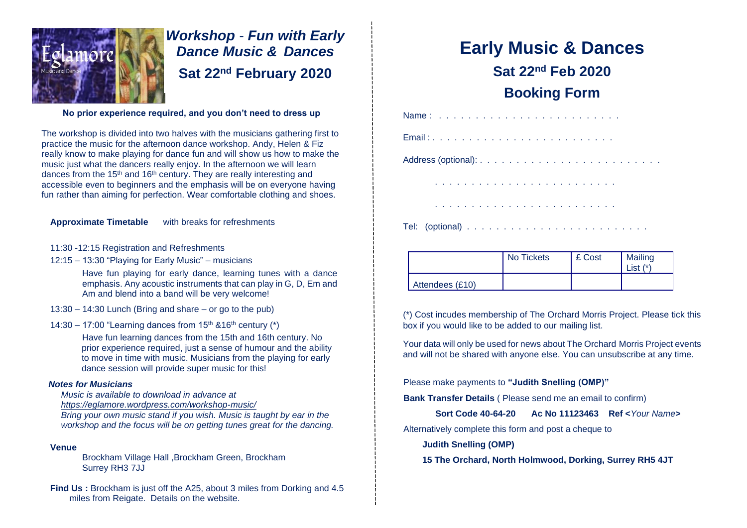## *Workshop - Fun with Early Dance Music & Dances*

### Sat 22nd February 2020

**No prior experience required, and you don't need to dress up**

The workshop is divided into two halves with the musicians gathering first to practice the music for the afternoon dance workshop. Andy, Helen & Fiz really know to make playing for dance fun and will show us how to make the music just what the dancers really enjoy. In the afternoon we will learn dances from the 15th and 16th century. They are really interesting and accessible even to beginners and the emphasis will be on everyone having fun rather than aiming for perfection. Wear comfortable clothing and shoes.

**Approximate Timetable** with breaks for refreshments

11:30 -12:15 Registration and Refreshments

12:15 – 13:30 "Playing for Early Music" – musicians

Have fun playing for early dance, learning tunes with a dance emphasis. Any acoustic instruments that can play in G, D, Em and Am and blend into a band will be very welcome!

13:30 – 14:30 Lunch (Bring and share – or go to the pub)

14:30 – 17:00 "Learning dances from 15th &16th century (*)

Have fun learning dances from the 15th and 16th century. No prior experience required, just a sense of humour and the ability to move in time with music. Musicians from the playing for early dance session will provide super music for this!

***Notes for Musicians***

*Music is available to download in advance at*
*https://eglamore.wordpress.com/workshop-music/*
*Bring your own music stand if you wish. Music is taught by ear in the workshop and the focus will be on getting tunes great for the dancing.*

**Venue**

Brockham Village Hall ,Brockham Green, Brockham
Surrey RH3 7JJ

**Find Us :** Brockham is just off the A25, about 3 miles from Dorking and 4.5 miles from Reigate. Details on the website.

# Early Music & Dances

## Sat 22nd Feb 2020

## Booking Form

Name : . . . . . . . . . . . . . . . . . . . . . . . .

Email : . . . . . . . . . . . . . . . . . . . . . . . .

Address (optional): . . . . . . . . . . . . . . . . . . . . . . . .

. . . . . . . . . . . . . . . . . . . . . . . .

. . . . . . . . . . . . . . . . . . . . . . . .

Tel: (optional) . . . . . . . . . . . . . . . . . . . . . . . .

| | No Tickets | £ Cost | Mailing List (*) |
|---|---|---|---|
| Attendees (£10) | | | |

(*) Cost incudes membership of The Orchard Morris Project. Please tick this box if you would like to be added to our mailing list.

Your data will only be used for news about The Orchard Morris Project events and will not be shared with anyone else. You can unsubscribe at any time.

Please make payments to **"Judith Snelling (OMP)"**

**Bank Transfer Details** ( Please send me an email to confirm)

**Sort Code 40-64-20 Ac No 11123463 Ref <***Your Name***>**

Alternatively complete this form and post a cheque to

**Judith Snelling (OMP)**

**15 The Orchard, North Holmwood, Dorking, Surrey RH5 4JT**